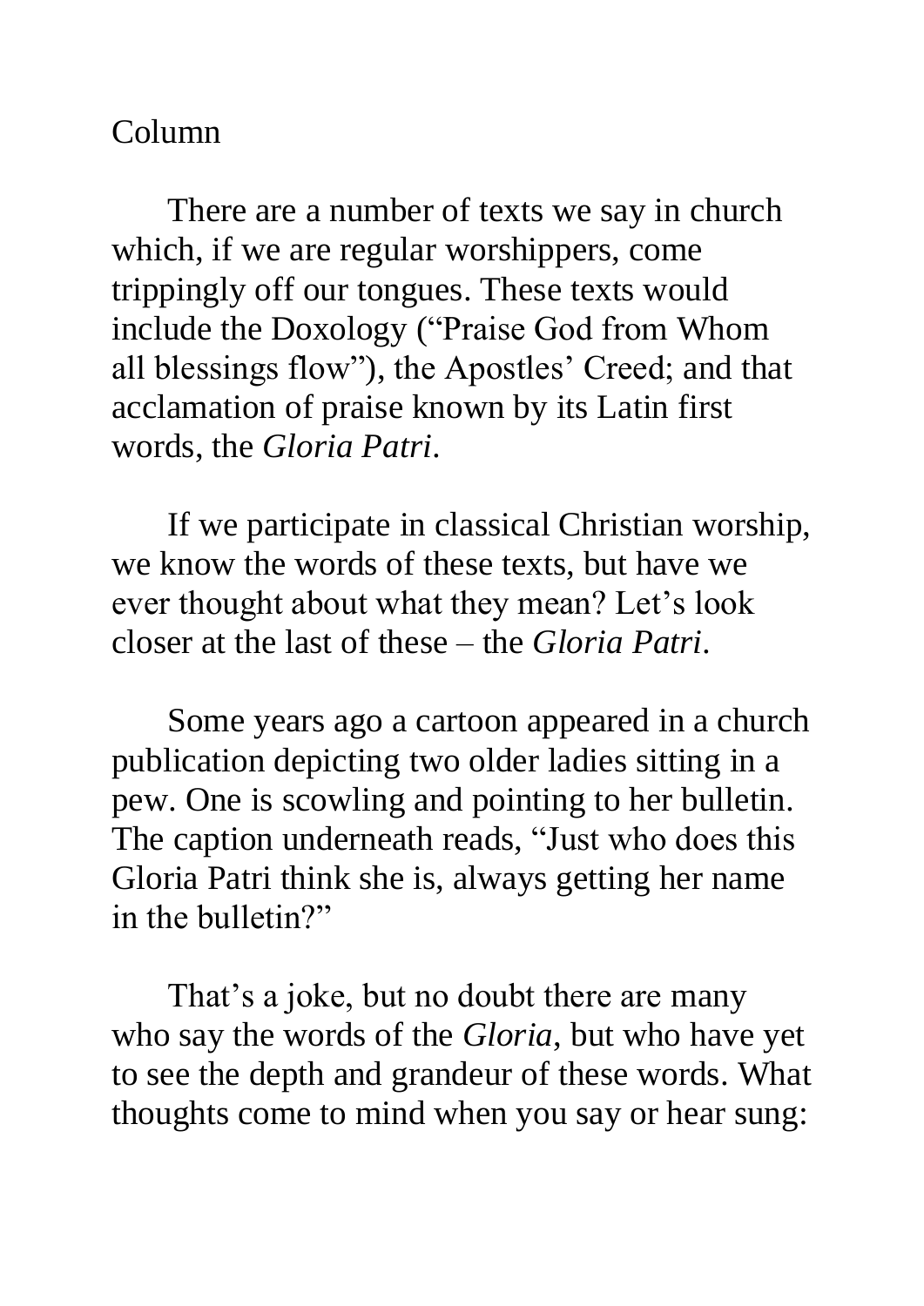Column

There are a number of texts we say in church which, if we are regular worshippers, come trippingly off our tongues. These texts would include the Doxology ("Praise God from Whom all blessings flow"), the Apostles' Creed; and that acclamation of praise known by its Latin first words, the *Gloria Patri*.

If we participate in classical Christian worship, we know the words of these texts, but have we ever thought about what they mean? Let's look closer at the last of these – the *Gloria Patri*.

Some years ago a cartoon appeared in a church publication depicting two older ladies sitting in a pew. One is scowling and pointing to her bulletin. The caption underneath reads, "Just who does this Gloria Patri think she is, always getting her name in the bulletin?"

That's a joke, but no doubt there are many who say the words of the *Gloria*, but who have yet to see the depth and grandeur of these words. What thoughts come to mind when you say or hear sung: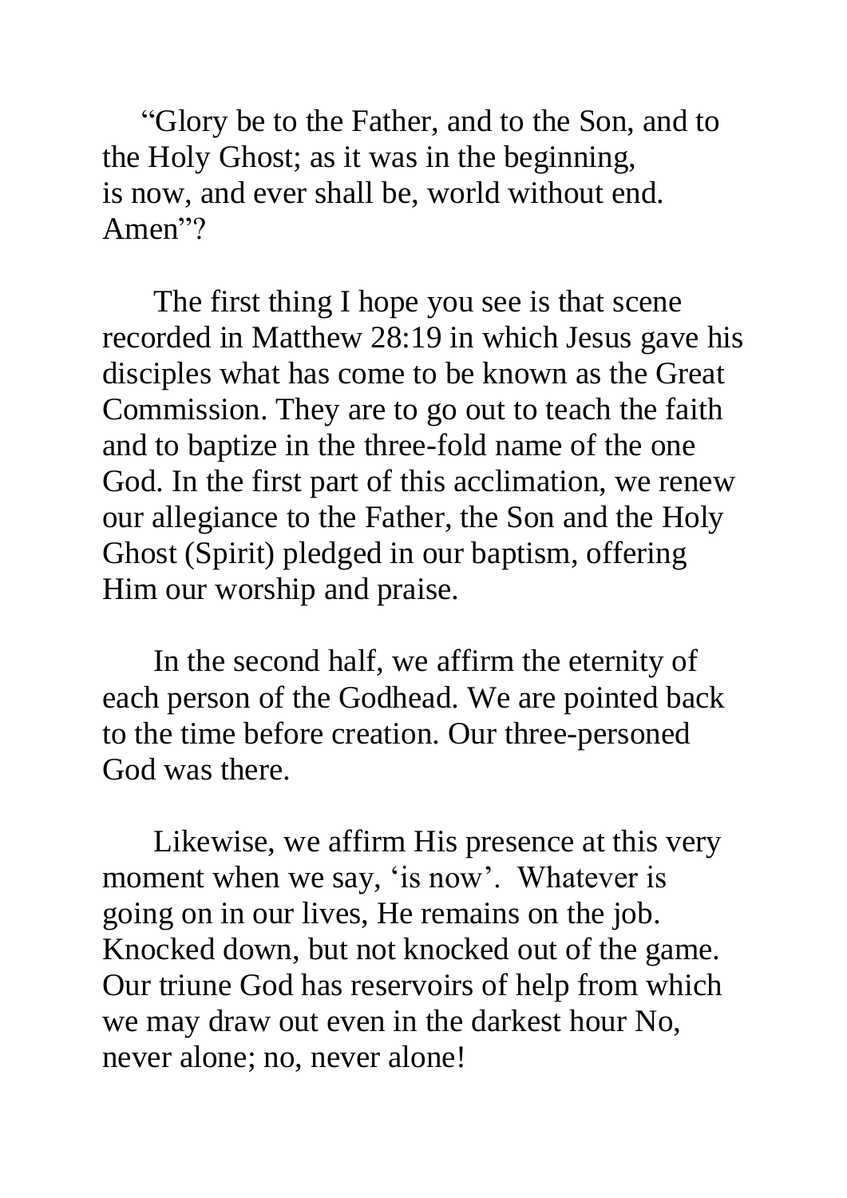"Glory be to the Father, and to the Son, and to the Holy Ghost; as it was in the beginning, is now, and ever shall be, world without end. Amen"?

The first thing I hope you see is that scene recorded in Matthew 28:19 in which Jesus gave his disciples what has come to be known as the Great Commission. They are to go out to teach the faith and to baptize in the three-fold name of the one God. In the first part of this acclimation, we renew our allegiance to the Father, the Son and the Holy Ghost (Spirit) pledged in our baptism, offering Him our worship and praise.

In the second half, we affirm the eternity of each person of the Godhead. We are pointed back to the time before creation. Our three-personed God was there.

Likewise, we affirm His presence at this very moment when we say, 'is now'. Whatever is going on in our lives, He remains on the job. Knocked down, but not knocked out of the game. Our triune God has reservoirs of help from which we may draw out even in the darkest hour No, never alone; no, never alone!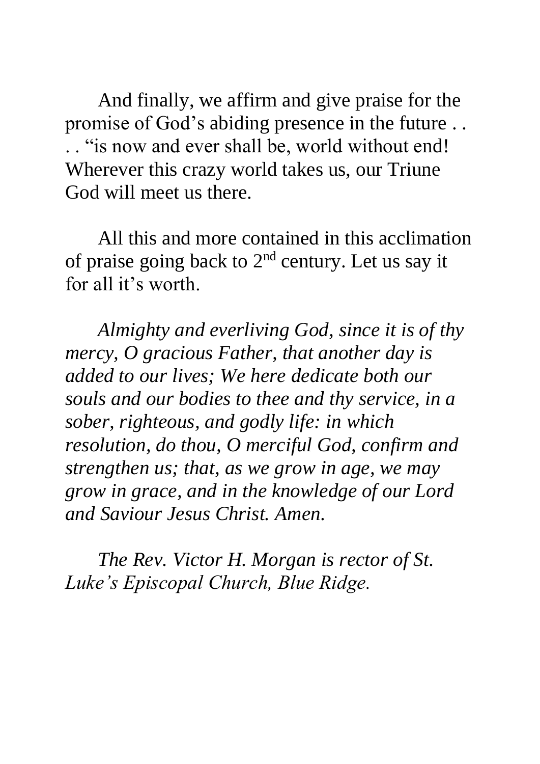And finally, we affirm and give praise for the promise of God's abiding presence in the future . . . . "is now and ever shall be, world without end! Wherever this crazy world takes us, our Triune God will meet us there.

All this and more contained in this acclimation of praise going back to 2nd century. Let us say it for all it's worth.

*Almighty and everliving God, since it is of thy mercy, O gracious Father, that another day is added to our lives; We here dedicate both our souls and our bodies to thee and thy service, in a sober, righteous, and godly life: in which resolution, do thou, O merciful God, confirm and strengthen us; that, as we grow in age, we may grow in grace, and in the knowledge of our Lord and Saviour Jesus Christ. Amen.*

*The Rev. Victor H. Morgan is rector of St. Luke's Episcopal Church, Blue Ridge.*